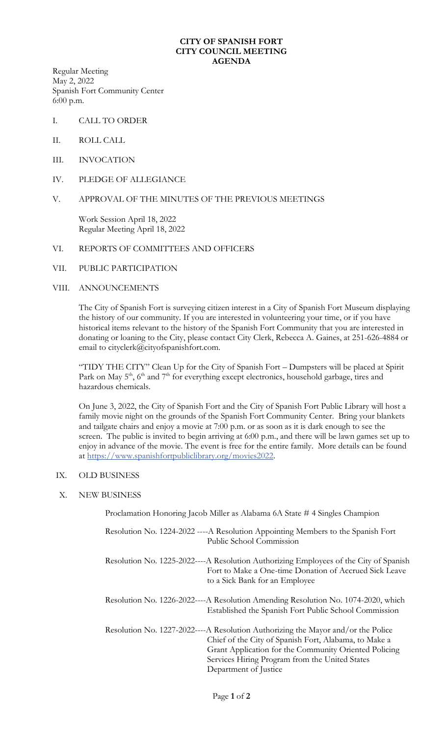# CITY OF SPANISH FORT
# CITY COUNCIL MEETING
# AGENDA

Regular Meeting
May 2, 2022
Spanish Fort Community Center
6:00 p.m.

I. CALL TO ORDER

II. ROLL CALL

III. INVOCATION

IV. PLEDGE OF ALLEGIANCE

V. APPROVAL OF THE MINUTES OF THE PREVIOUS MEETINGS

Work Session April 18, 2022
Regular Meeting April 18, 2022

VI. REPORTS OF COMMITTEES AND OFFICERS

VII. PUBLIC PARTICIPATION

VIII. ANNOUNCEMENTS

The City of Spanish Fort is surveying citizen interest in a City of Spanish Fort Museum displaying the history of our community. If you are interested in volunteering your time, or if you have historical items relevant to the history of the Spanish Fort Community that you are interested in donating or loaning to the City, please contact City Clerk, Rebecca A. Gaines, at 251-626-4884 or email to cityclerk@cityofspanishfort.com.

"TIDY THE CITY" Clean Up for the City of Spanish Fort – Dumpsters will be placed at Spirit Park on May 5th, 6th and 7th for everything except electronics, household garbage, tires and hazardous chemicals.

On June 3, 2022, the City of Spanish Fort and the City of Spanish Fort Public Library will host a family movie night on the grounds of the Spanish Fort Community Center. Bring your blankets and tailgate chairs and enjoy a movie at 7:00 p.m. or as soon as it is dark enough to see the screen. The public is invited to begin arriving at 6:00 p.m., and there will be lawn games set up to enjoy in advance of the movie. The event is free for the entire family. More details can be found at https://www.spanishfortpubliclibrary.org/movies2022.

IX. OLD BUSINESS

X. NEW BUSINESS

Proclamation Honoring Jacob Miller as Alabama 6A State # 4 Singles Champion

Resolution No. 1224-2022 ----A Resolution Appointing Members to the Spanish Fort Public School Commission

Resolution No. 1225-2022----A Resolution Authorizing Employees of the City of Spanish Fort to Make a One-time Donation of Accrued Sick Leave to a Sick Bank for an Employee

Resolution No. 1226-2022----A Resolution Amending Resolution No. 1074-2020, which Established the Spanish Fort Public School Commission

Resolution No. 1227-2022----A Resolution Authorizing the Mayor and/or the Police Chief of the City of Spanish Fort, Alabama, to Make a Grant Application for the Community Oriented Policing Services Hiring Program from the United States Department of Justice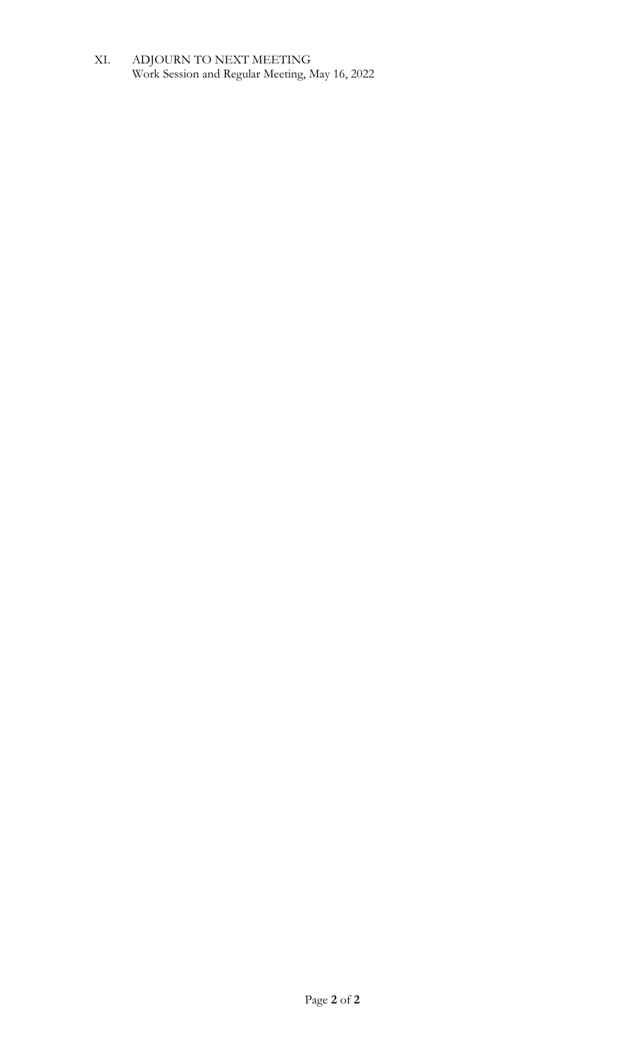XI. ADJOURN TO NEXT MEETING

Work Session and Regular Meeting, May 16, 2022